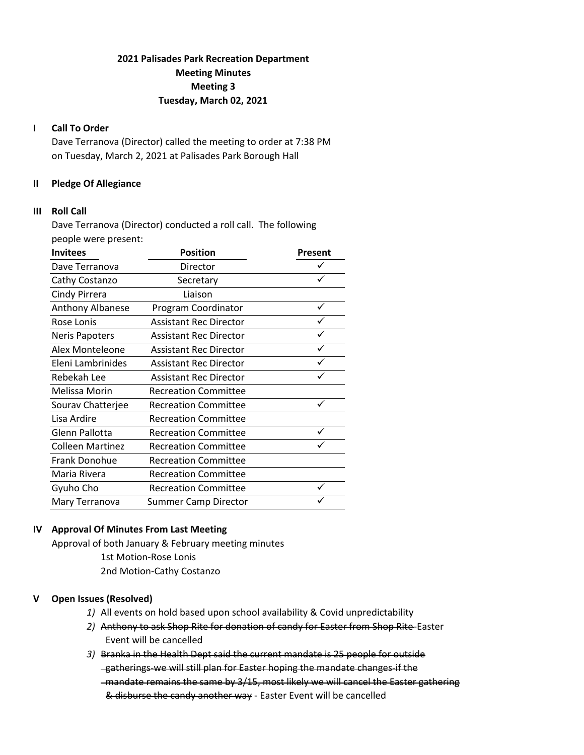**2021 Palisades Park Recreation Department**
**Meeting Minutes**
**Meeting 3**
**Tuesday, March 02, 2021**

## I Call To Order

Dave Terranova (Director) called the meeting to order at 7:38 PM on Tuesday, March 2, 2021 at Palisades Park Borough Hall

## II Pledge Of Allegiance

## III Roll Call

Dave Terranova (Director) conducted a roll call. The following people were present:

| Invitees | Position | Present |
|---|---|---|
| Dave Terranova | Director | ✓ |
| Cathy Costanzo | Secretary | ✓ |
| Cindy Pirrera | Liaison | |
| Anthony Albanese | Program Coordinator | ✓ |
| Rose Lonis | Assistant Rec Director | ✓ |
| Neris Papoters | Assistant Rec Director | ✓ |
| Alex Monteleone | Assistant Rec Director | ✓ |
| Eleni Lambrinides | Assistant Rec Director | ✓ |
| Rebekah Lee | Assistant Rec Director | ✓ |
| Melissa Morin | Recreation Committee | |
| Sourav Chatterjee | Recreation Committee | ✓ |
| Lisa Ardire | Recreation Committee | |
| Glenn Pallotta | Recreation Committee | ✓ |
| Colleen Martinez | Recreation Committee | ✓ |
| Frank Donohue | Recreation Committee | |
| Maria Rivera | Recreation Committee | |
| Gyuho Cho | Recreation Committee | ✓ |
| Mary Terranova | Summer Camp Director | ✓ |

## IV Approval Of Minutes From Last Meeting

Approval of both January & February meeting minutes

1st Motion-Rose Lonis
2nd Motion-Cathy Costanzo

## V Open Issues (Resolved)

1) All events on hold based upon school availability & Covid unpredictability
2) ~~Anthony to ask Shop Rite for donation of candy for Easter from Shop Rite~~-Easter Event will be cancelled
3) ~~Branka in the Health Dept said the current mandate is 25 people for outside gatherings-we will still plan for Easter hoping the mandate changes-if the mandate remains the same by 3/15, most likely we will cancel the Easter gathering & disburse the candy another way~~ - Easter Event will be cancelled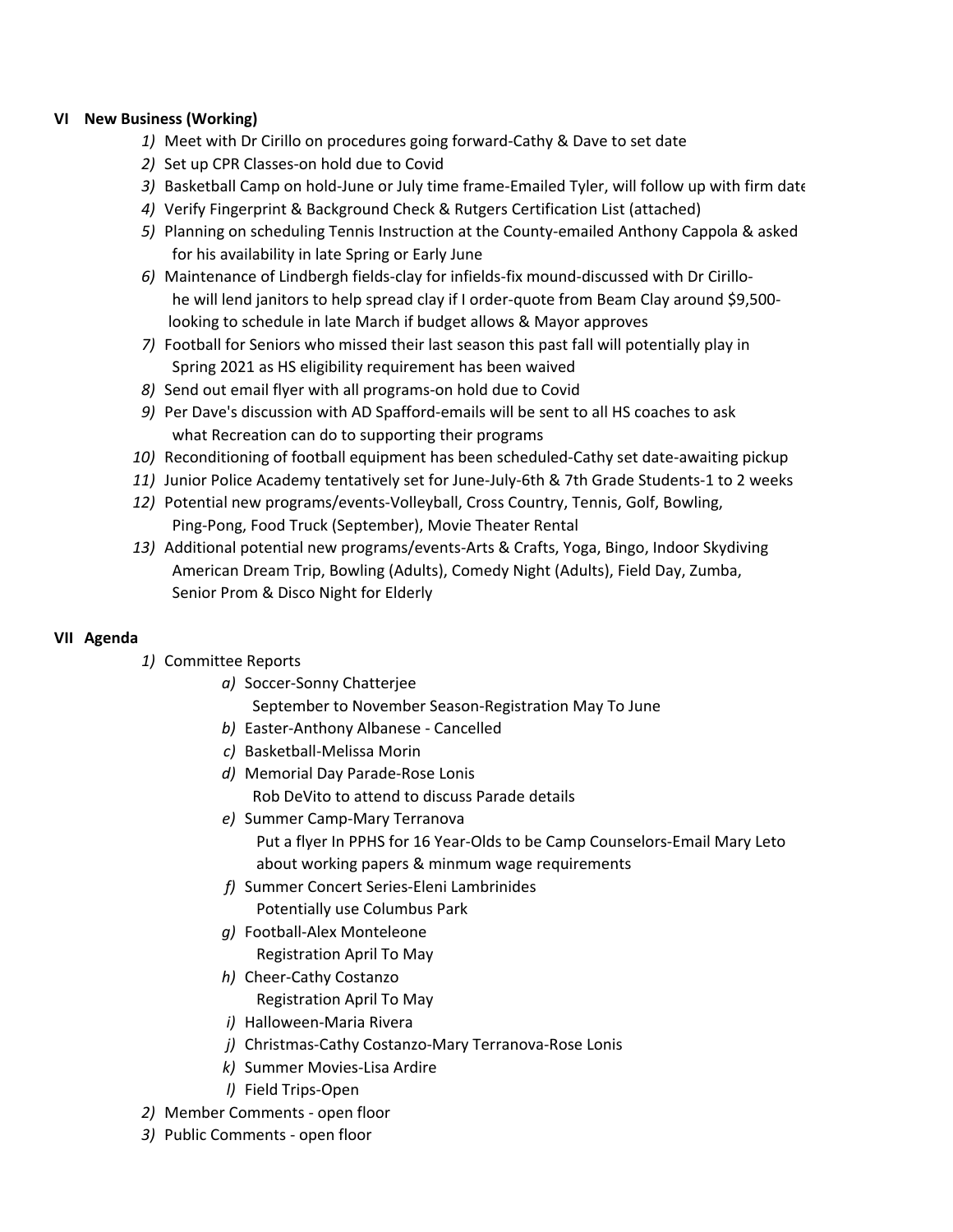## VI New Business (Working)

1) Meet with Dr Cirillo on procedures going forward-Cathy & Dave to set date
2) Set up CPR Classes-on hold due to Covid
3) Basketball Camp on hold-June or July time frame-Emailed Tyler, will follow up with firm date
4) Verify Fingerprint & Background Check & Rutgers Certification List (attached)
5) Planning on scheduling Tennis Instruction at the County-emailed Anthony Cappola & asked for his availability in late Spring or Early June
6) Maintenance of Lindbergh fields-clay for infields-fix mound-discussed with Dr Cirillo-he will lend janitors to help spread clay if I order-quote from Beam Clay around $9,500-looking to schedule in late March if budget allows & Mayor approves
7) Football for Seniors who missed their last season this past fall will potentially play in Spring 2021 as HS eligibility requirement has been waived
8) Send out email flyer with all programs-on hold due to Covid
9) Per Dave's discussion with AD Spafford-emails will be sent to all HS coaches to ask what Recreation can do to supporting their programs
10) Reconditioning of football equipment has been scheduled-Cathy set date-awaiting pickup
11) Junior Police Academy tentatively set for June-July-6th & 7th Grade Students-1 to 2 weeks
12) Potential new programs/events-Volleyball, Cross Country, Tennis, Golf, Bowling, Ping-Pong, Food Truck (September), Movie Theater Rental
13) Additional potential new programs/events-Arts & Crafts, Yoga, Bingo, Indoor Skydiving American Dream Trip, Bowling (Adults), Comedy Night (Adults), Field Day, Zumba, Senior Prom & Disco Night for Elderly

## VII Agenda

1) Committee Reports
   a) Soccer-Sonny Chatterjee
      September to November Season-Registration May To June
   b) Easter-Anthony Albanese - Cancelled
   c) Basketball-Melissa Morin
   d) Memorial Day Parade-Rose Lonis
      Rob DeVito to attend to discuss Parade details
   e) Summer Camp-Mary Terranova
      Put a flyer In PPHS for 16 Year-Olds to be Camp Counselors-Email Mary Leto about working papers & minmum wage requirements
   f) Summer Concert Series-Eleni Lambrinides
      Potentially use Columbus Park
   g) Football-Alex Monteleone
      Registration April To May
   h) Cheer-Cathy Costanzo
      Registration April To May
   i) Halloween-Maria Rivera
   j) Christmas-Cathy Costanzo-Mary Terranova-Rose Lonis
   k) Summer Movies-Lisa Ardire
   l) Field Trips-Open
2) Member Comments - open floor
3) Public Comments - open floor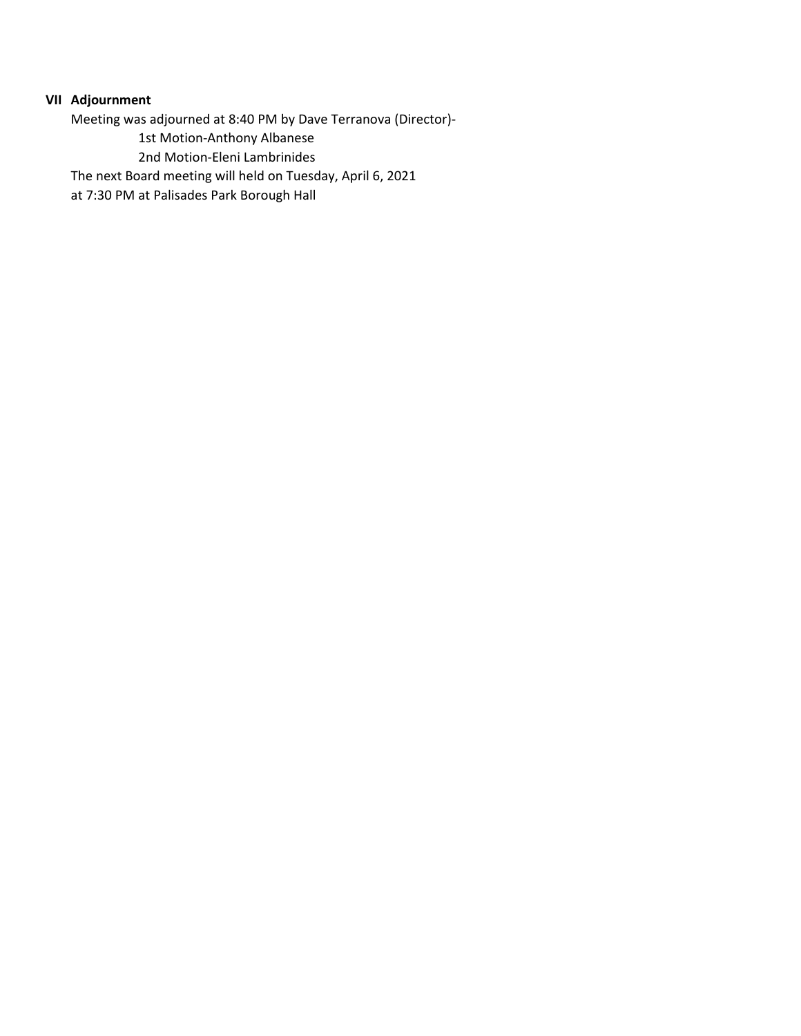## VII Adjournment

Meeting was adjourned at 8:40 PM by Dave Terranova (Director)-

1st Motion-Anthony Albanese

2nd Motion-Eleni Lambrinides

The next Board meeting will held on Tuesday, April 6, 2021
at 7:30 PM at Palisades Park Borough Hall